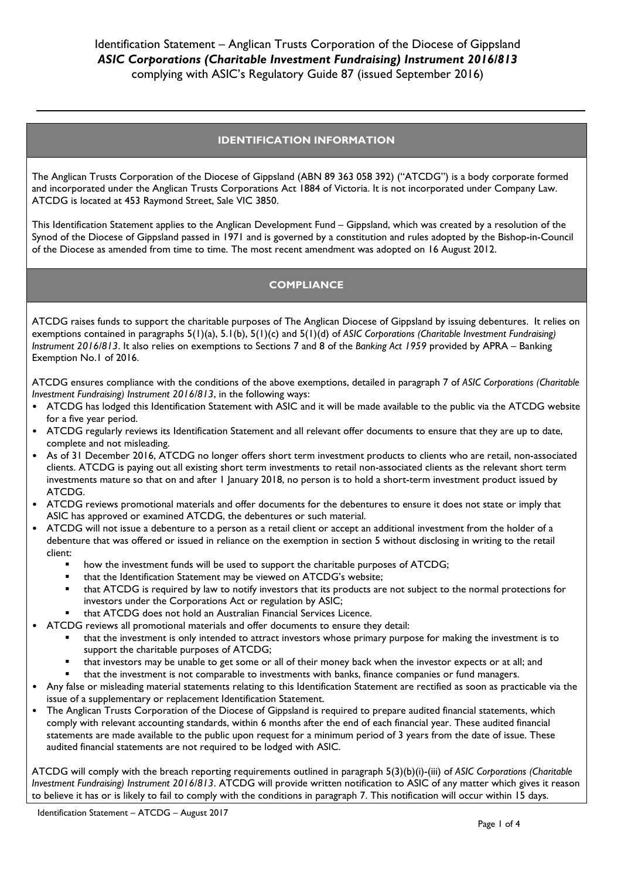# Identification Statement – Anglican Trusts Corporation of the Diocese of Gippsland

## *ASIC Corporations (Charitable Investment Fundraising) Instrument 2016/813*

complying with ASIC's Regulatory Guide 87 (issued September 2016)

---

## IDENTIFICATION INFORMATION

The Anglican Trusts Corporation of the Diocese of Gippsland (ABN 89 363 058 392) ("ATCDG") is a body corporate formed and incorporated under the Anglican Trusts Corporations Act 1884 of Victoria. It is not incorporated under Company Law. ATCDG is located at 453 Raymond Street, Sale VIC 3850.

This Identification Statement applies to the Anglican Development Fund – Gippsland, which was created by a resolution of the Synod of the Diocese of Gippsland passed in 1971 and is governed by a constitution and rules adopted by the Bishop-in-Council of the Diocese as amended from time to time. The most recent amendment was adopted on 16 August 2012.

## COMPLIANCE

ATCDG raises funds to support the charitable purposes of The Anglican Diocese of Gippsland by issuing debentures. It relies on exemptions contained in paragraphs 5(1)(a), 5.1(b), 5(1)(c) and 5(1)(d) of *ASIC Corporations (Charitable Investment Fundraising) Instrument 2016/813*. It also relies on exemptions to Sections 7 and 8 of the *Banking Act 1959* provided by APRA – Banking Exemption No.1 of 2016.

ATCDG ensures compliance with the conditions of the above exemptions, detailed in paragraph 7 of *ASIC Corporations (Charitable Investment Fundraising) Instrument 2016/813*, in the following ways:

- ATCDG has lodged this Identification Statement with ASIC and it will be made available to the public via the ATCDG website for a five year period.
- ATCDG regularly reviews its Identification Statement and all relevant offer documents to ensure that they are up to date, complete and not misleading.
- As of 31 December 2016, ATCDG no longer offers short term investment products to clients who are retail, non-associated clients. ATCDG is paying out all existing short term investments to retail non-associated clients as the relevant short term investments mature so that on and after 1 January 2018, no person is to hold a short-term investment product issued by ATCDG.
- ATCDG reviews promotional materials and offer documents for the debentures to ensure it does not state or imply that ASIC has approved or examined ATCDG, the debentures or such material.
- ATCDG will not issue a debenture to a person as a retail client or accept an additional investment from the holder of a debenture that was offered or issued in reliance on the exemption in section 5 without disclosing in writing to the retail client:
  - how the investment funds will be used to support the charitable purposes of ATCDG;
  - that the Identification Statement may be viewed on ATCDG's website;
  - that ATCDG is required by law to notify investors that its products are not subject to the normal protections for investors under the Corporations Act or regulation by ASIC;
  - that ATCDG does not hold an Australian Financial Services Licence.
- ATCDG reviews all promotional materials and offer documents to ensure they detail:
  - that the investment is only intended to attract investors whose primary purpose for making the investment is to support the charitable purposes of ATCDG;
  - that investors may be unable to get some or all of their money back when the investor expects or at all; and
  - that the investment is not comparable to investments with banks, finance companies or fund managers.
- Any false or misleading material statements relating to this Identification Statement are rectified as soon as practicable via the issue of a supplementary or replacement Identification Statement.
- The Anglican Trusts Corporation of the Diocese of Gippsland is required to prepare audited financial statements, which comply with relevant accounting standards, within 6 months after the end of each financial year. These audited financial statements are made available to the public upon request for a minimum period of 3 years from the date of issue. These audited financial statements are not required to be lodged with ASIC.

ATCDG will comply with the breach reporting requirements outlined in paragraph 5(3)(b)(i)-(iii) of *ASIC Corporations (Charitable Investment Fundraising) Instrument 2016/813*. ATCDG will provide written notification to ASIC of any matter which gives it reason to believe it has or is likely to fail to comply with the conditions in paragraph 7. This notification will occur within 15 days.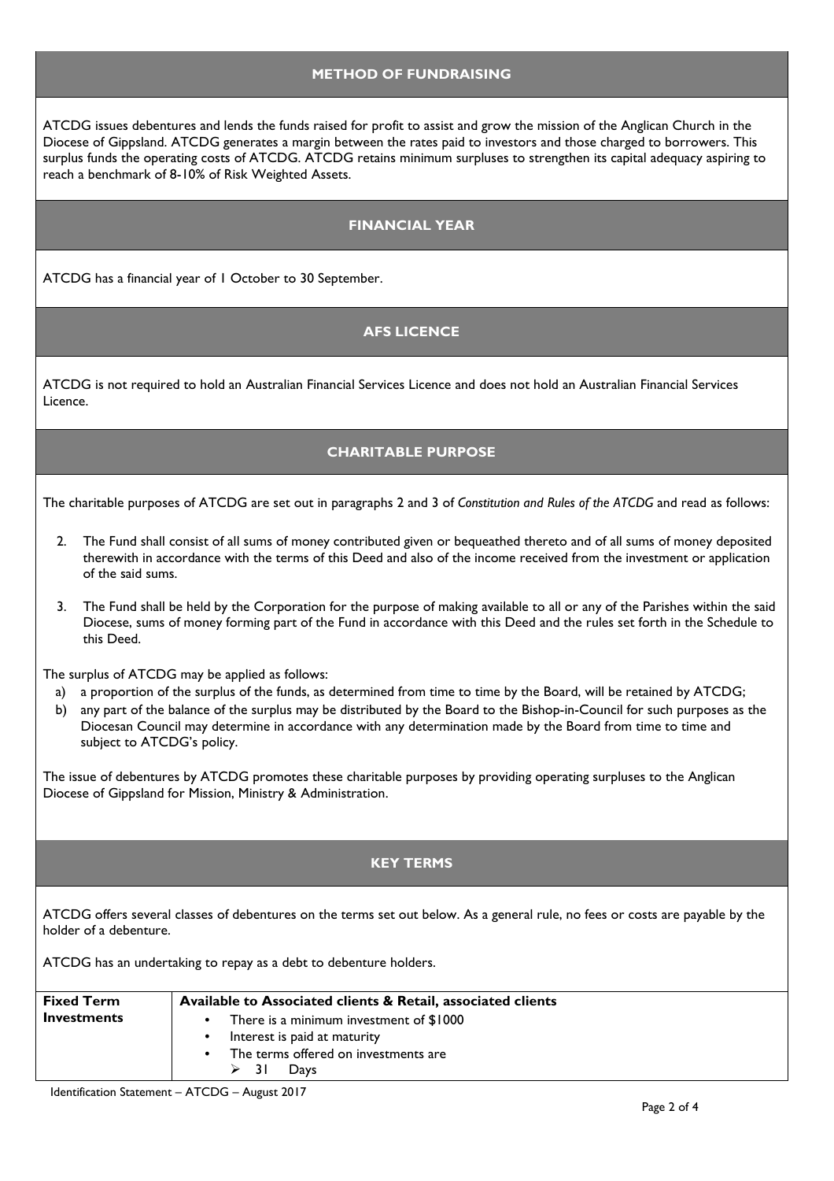## METHOD OF FUNDRAISING

ATCDG issues debentures and lends the funds raised for profit to assist and grow the mission of the Anglican Church in the Diocese of Gippsland. ATCDG generates a margin between the rates paid to investors and those charged to borrowers. This surplus funds the operating costs of ATCDG. ATCDG retains minimum surpluses to strengthen its capital adequacy aspiring to reach a benchmark of 8-10% of Risk Weighted Assets.

## FINANCIAL YEAR

ATCDG has a financial year of 1 October to 30 September.

## AFS LICENCE

ATCDG is not required to hold an Australian Financial Services Licence and does not hold an Australian Financial Services Licence.

## CHARITABLE PURPOSE

The charitable purposes of ATCDG are set out in paragraphs 2 and 3 of *Constitution and Rules of the ATCDG* and read as follows:

2. The Fund shall consist of all sums of money contributed given or bequeathed thereto and of all sums of money deposited therewith in accordance with the terms of this Deed and also of the income received from the investment or application of the said sums.
3. The Fund shall be held by the Corporation for the purpose of making available to all or any of the Parishes within the said Diocese, sums of money forming part of the Fund in accordance with this Deed and the rules set forth in the Schedule to this Deed.

The surplus of ATCDG may be applied as follows:

a) a proportion of the surplus of the funds, as determined from time to time by the Board, will be retained by ATCDG;
b) any part of the balance of the surplus may be distributed by the Board to the Bishop-in-Council for such purposes as the Diocesan Council may determine in accordance with any determination made by the Board from time to time and subject to ATCDG's policy.

The issue of debentures by ATCDG promotes these charitable purposes by providing operating surpluses to the Anglican Diocese of Gippsland for Mission, Ministry & Administration.

## KEY TERMS

ATCDG offers several classes of debentures on the terms set out below. As a general rule, no fees or costs are payable by the holder of a debenture.

ATCDG has an undertaking to repay as a debt to debenture holders.

| **Fixed Term Investments** | **Available to Associated clients & Retail, associated clients**<br>• There is a minimum investment of $1000<br>• Interest is paid at maturity<br>• The terms offered on investments are<br>  ➢ 31 Days |
|---|---|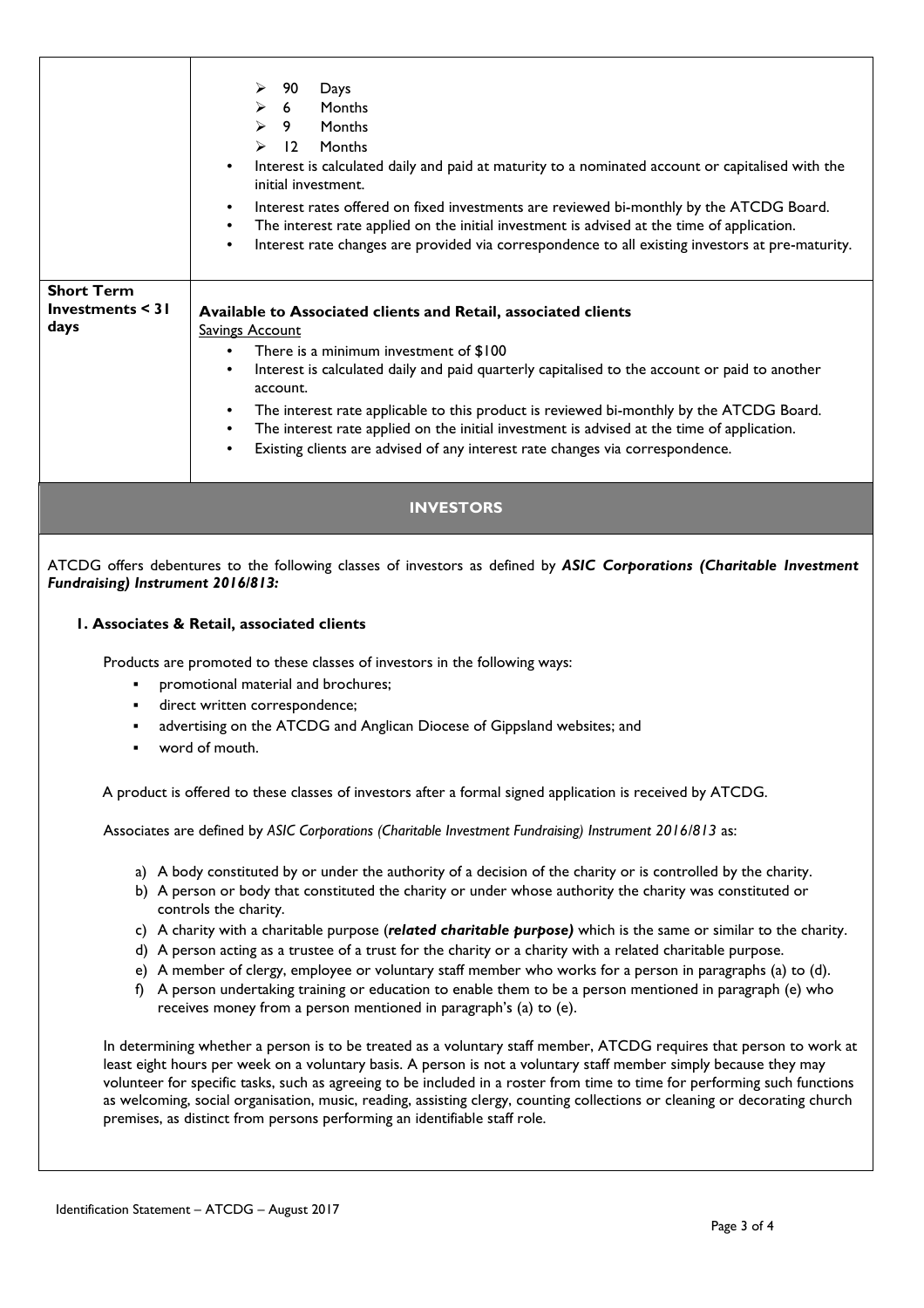| | |
|---|---|
| | ➢ 90 Days<br>➢ 6 Months<br>➢ 9 Months<br>➢ 12 Months<br>• Interest is calculated daily and paid at maturity to a nominated account or capitalised with the initial investment.<br>• Interest rates offered on fixed investments are reviewed bi-monthly by the ATCDG Board.<br>• The interest rate applied on the initial investment is advised at the time of application.<br>• Interest rate changes are provided via correspondence to all existing investors at pre-maturity. |
| **Short Term Investments < 31 days** | **Available to Associated clients and Retail, associated clients**<br>Savings Account<br>• There is a minimum investment of $100<br>• Interest is calculated daily and paid quarterly capitalised to the account or paid to another account.<br>• The interest rate applicable to this product is reviewed bi-monthly by the ATCDG Board.<br>• The interest rate applied on the initial investment is advised at the time of application.<br>• Existing clients are advised of any interest rate changes via correspondence. |

## INVESTORS

ATCDG offers debentures to the following classes of investors as defined by ***ASIC Corporations (Charitable Investment Fundraising) Instrument 2016/813:***

### 1. Associates & Retail, associated clients

Products are promoted to these classes of investors in the following ways:

- promotional material and brochures;
- direct written correspondence;
- advertising on the ATCDG and Anglican Diocese of Gippsland websites; and
- word of mouth.

A product is offered to these classes of investors after a formal signed application is received by ATCDG.

Associates are defined by *ASIC Corporations (Charitable Investment Fundraising) Instrument 2016/813* as:

a) A body constituted by or under the authority of a decision of the charity or is controlled by the charity.
b) A person or body that constituted the charity or under whose authority the charity was constituted or controls the charity.
c) A charity with a charitable purpose (***related charitable purpose)*** which is the same or similar to the charity.
d) A person acting as a trustee of a trust for the charity or a charity with a related charitable purpose.
e) A member of clergy, employee or voluntary staff member who works for a person in paragraphs (a) to (d).
f) A person undertaking training or education to enable them to be a person mentioned in paragraph (e) who receives money from a person mentioned in paragraph's (a) to (e).

In determining whether a person is to be treated as a voluntary staff member, ATCDG requires that person to work at least eight hours per week on a voluntary basis. A person is not a voluntary staff member simply because they may volunteer for specific tasks, such as agreeing to be included in a roster from time to time for performing such functions as welcoming, social organisation, music, reading, assisting clergy, counting collections or cleaning or decorating church premises, as distinct from persons performing an identifiable staff role.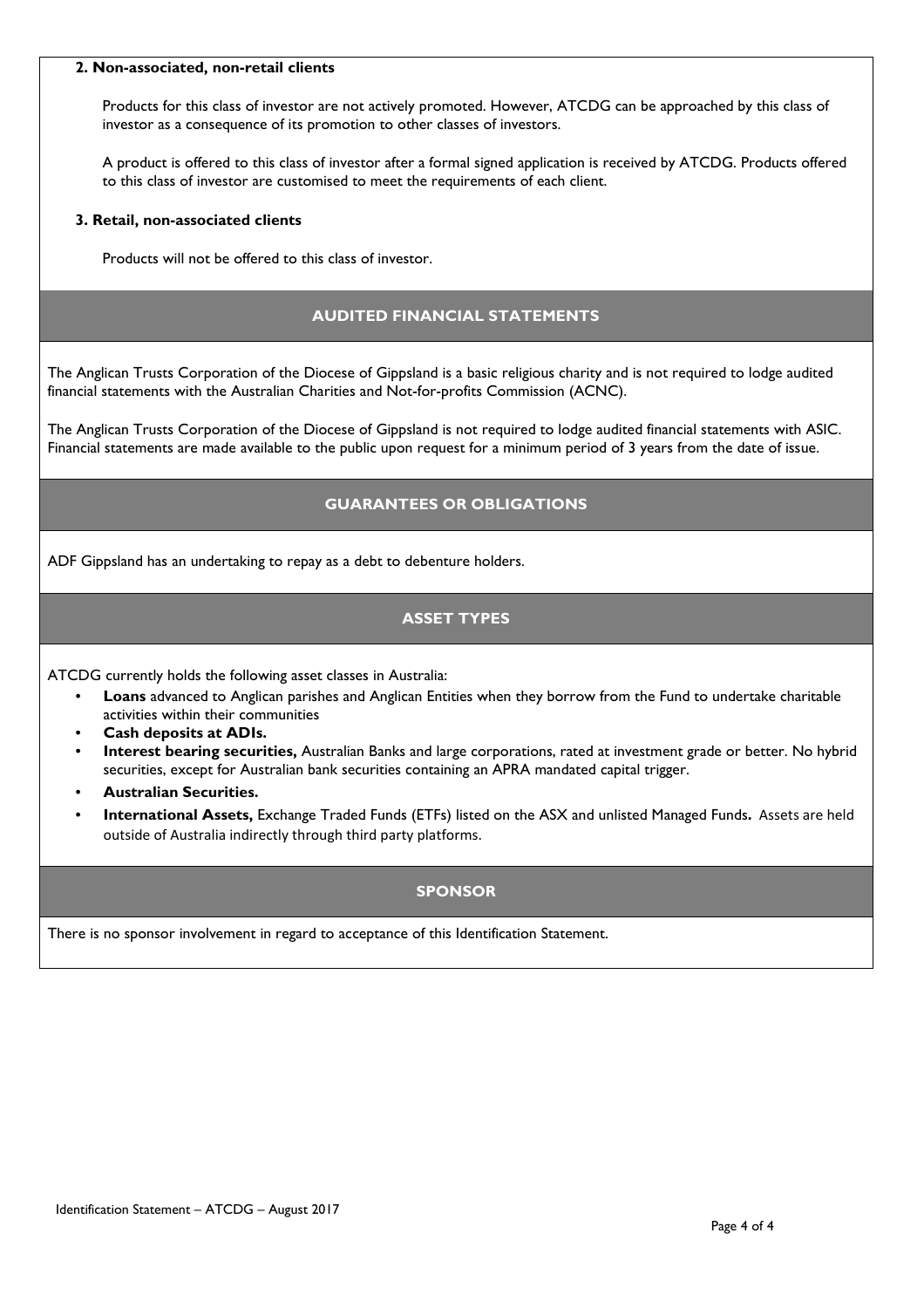**2. Non-associated, non-retail clients**

Products for this class of investor are not actively promoted. However, ATCDG can be approached by this class of investor as a consequence of its promotion to other classes of investors.

A product is offered to this class of investor after a formal signed application is received by ATCDG. Products offered to this class of investor are customised to meet the requirements of each client.

**3. Retail, non-associated clients**

Products will not be offered to this class of investor.

## AUDITED FINANCIAL STATEMENTS

The Anglican Trusts Corporation of the Diocese of Gippsland is a basic religious charity and is not required to lodge audited financial statements with the Australian Charities and Not-for-profits Commission (ACNC).

The Anglican Trusts Corporation of the Diocese of Gippsland is not required to lodge audited financial statements with ASIC. Financial statements are made available to the public upon request for a minimum period of 3 years from the date of issue.

## GUARANTEES OR OBLIGATIONS

ADF Gippsland has an undertaking to repay as a debt to debenture holders.

## ASSET TYPES

ATCDG currently holds the following asset classes in Australia:

- **Loans** advanced to Anglican parishes and Anglican Entities when they borrow from the Fund to undertake charitable activities within their communities
- **Cash deposits at ADIs.**
- **Interest bearing securities,** Australian Banks and large corporations, rated at investment grade or better. No hybrid securities, except for Australian bank securities containing an APRA mandated capital trigger.
- **Australian Securities.**
- **International Assets,** Exchange Traded Funds (ETFs) listed on the ASX and unlisted Managed Funds**.** Assets are held outside of Australia indirectly through third party platforms.

## SPONSOR

There is no sponsor involvement in regard to acceptance of this Identification Statement.

Identification Statement – ATCDG – August 2017